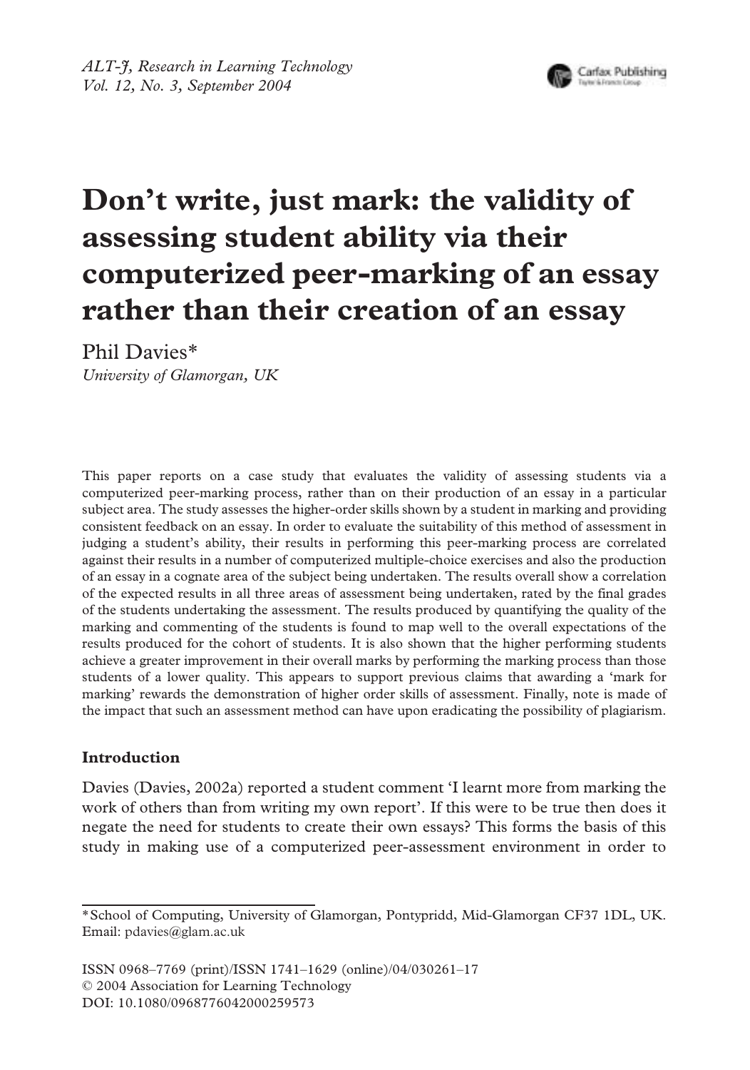# Don't write, just mark: the validity of assessing student ability via their computerized peer-marking of an essay rather than their creation of an essay

Phil Davies*

*University of Glamorgan, UK*

This paper reports on a case study that evaluates the validity of assessing students via a computerized peer-marking process, rather than on their production of an essay in a particular subject area. The study assesses the higher-order skills shown by a student in marking and providing consistent feedback on an essay. In order to evaluate the suitability of this method of assessment in judging a student's ability, their results in performing this peer-marking process are correlated against their results in a number of computerized multiple-choice exercises and also the production of an essay in a cognate area of the subject being undertaken. The results overall show a correlation of the expected results in all three areas of assessment being undertaken, rated by the final grades of the students undertaking the assessment. The results produced by quantifying the quality of the marking and commenting of the students is found to map well to the overall expectations of the results produced for the cohort of students. It is also shown that the higher performing students achieve a greater improvement in their overall marks by performing the marking process than those students of a lower quality. This appears to support previous claims that awarding a 'mark for marking' rewards the demonstration of higher order skills of assessment. Finally, note is made of the impact that such an assessment method can have upon eradicating the possibility of plagiarism.

## Introduction

Davies (Davies, 2002a) reported a student comment 'I learnt more from marking the work of others than from writing my own report'. If this were to be true then does it negate the need for students to create their own essays? This forms the basis of this study in making use of a computerized peer-assessment environment in order to

---

*School of Computing, University of Glamorgan, Pontypridd, Mid-Glamorgan CF37 1DL, UK. Email: pdavies@glam.ac.uk

ISSN 0968–7769 (print)/ISSN 1741–1629 (online)/04/030261–17
© 2004 Association for Learning Technology
DOI: 10.1080/0968776042000259573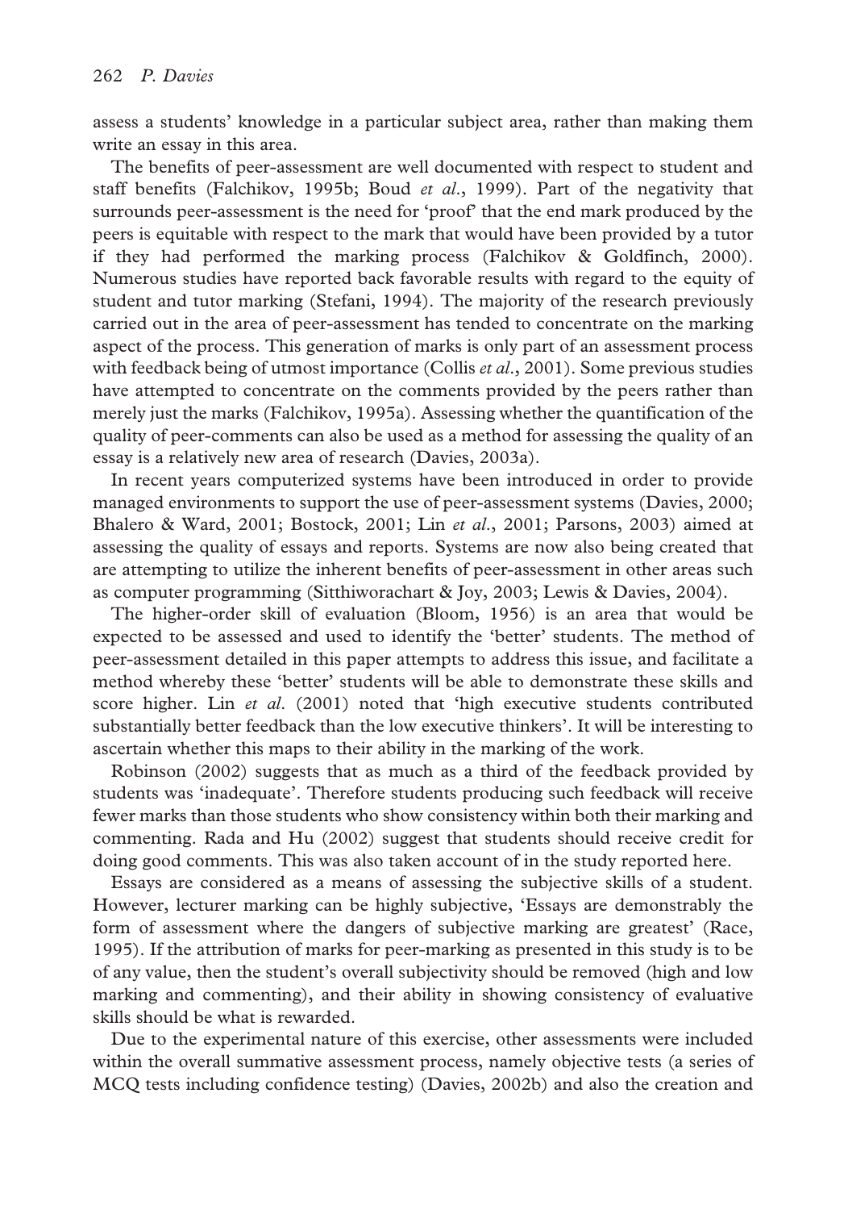assess a students' knowledge in a particular subject area, rather than making them write an essay in this area.

The benefits of peer-assessment are well documented with respect to student and staff benefits (Falchikov, 1995b; Boud *et al*., 1999). Part of the negativity that surrounds peer-assessment is the need for 'proof' that the end mark produced by the peers is equitable with respect to the mark that would have been provided by a tutor if they had performed the marking process (Falchikov & Goldfinch, 2000). Numerous studies have reported back favorable results with regard to the equity of student and tutor marking (Stefani, 1994). The majority of the research previously carried out in the area of peer-assessment has tended to concentrate on the marking aspect of the process. This generation of marks is only part of an assessment process with feedback being of utmost importance (Collis *et al*., 2001). Some previous studies have attempted to concentrate on the comments provided by the peers rather than merely just the marks (Falchikov, 1995a). Assessing whether the quantification of the quality of peer-comments can also be used as a method for assessing the quality of an essay is a relatively new area of research (Davies, 2003a).

In recent years computerized systems have been introduced in order to provide managed environments to support the use of peer-assessment systems (Davies, 2000; Bhalero & Ward, 2001; Bostock, 2001; Lin *et al*., 2001; Parsons, 2003) aimed at assessing the quality of essays and reports. Systems are now also being created that are attempting to utilize the inherent benefits of peer-assessment in other areas such as computer programming (Sitthiworachart & Joy, 2003; Lewis & Davies, 2004).

The higher-order skill of evaluation (Bloom, 1956) is an area that would be expected to be assessed and used to identify the 'better' students. The method of peer-assessment detailed in this paper attempts to address this issue, and facilitate a method whereby these 'better' students will be able to demonstrate these skills and score higher. Lin *et al*. (2001) noted that 'high executive students contributed substantially better feedback than the low executive thinkers'. It will be interesting to ascertain whether this maps to their ability in the marking of the work.

Robinson (2002) suggests that as much as a third of the feedback provided by students was 'inadequate'. Therefore students producing such feedback will receive fewer marks than those students who show consistency within both their marking and commenting. Rada and Hu (2002) suggest that students should receive credit for doing good comments. This was also taken account of in the study reported here.

Essays are considered as a means of assessing the subjective skills of a student. However, lecturer marking can be highly subjective, 'Essays are demonstrably the form of assessment where the dangers of subjective marking are greatest' (Race, 1995). If the attribution of marks for peer-marking as presented in this study is to be of any value, then the student's overall subjectivity should be removed (high and low marking and commenting), and their ability in showing consistency of evaluative skills should be what is rewarded.

Due to the experimental nature of this exercise, other assessments were included within the overall summative assessment process, namely objective tests (a series of MCQ tests including confidence testing) (Davies, 2002b) and also the creation and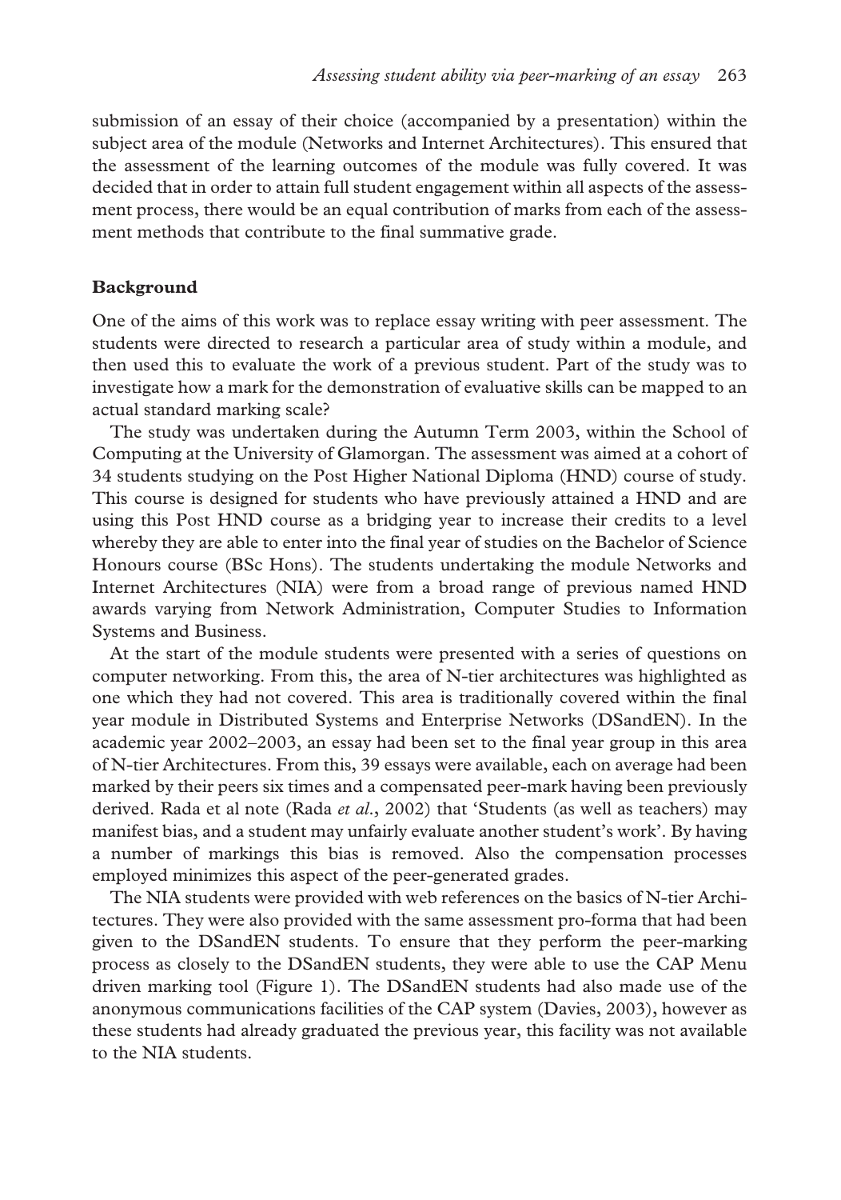submission of an essay of their choice (accompanied by a presentation) within the subject area of the module (Networks and Internet Architectures). This ensured that the assessment of the learning outcomes of the module was fully covered. It was decided that in order to attain full student engagement within all aspects of the assessment process, there would be an equal contribution of marks from each of the assessment methods that contribute to the final summative grade.

## Background

One of the aims of this work was to replace essay writing with peer assessment. The students were directed to research a particular area of study within a module, and then used this to evaluate the work of a previous student. Part of the study was to investigate how a mark for the demonstration of evaluative skills can be mapped to an actual standard marking scale?

The study was undertaken during the Autumn Term 2003, within the School of Computing at the University of Glamorgan. The assessment was aimed at a cohort of 34 students studying on the Post Higher National Diploma (HND) course of study. This course is designed for students who have previously attained a HND and are using this Post HND course as a bridging year to increase their credits to a level whereby they are able to enter into the final year of studies on the Bachelor of Science Honours course (BSc Hons). The students undertaking the module Networks and Internet Architectures (NIA) were from a broad range of previous named HND awards varying from Network Administration, Computer Studies to Information Systems and Business.

At the start of the module students were presented with a series of questions on computer networking. From this, the area of N-tier architectures was highlighted as one which they had not covered. This area is traditionally covered within the final year module in Distributed Systems and Enterprise Networks (DSandEN). In the academic year 2002–2003, an essay had been set to the final year group in this area of N-tier Architectures. From this, 39 essays were available, each on average had been marked by their peers six times and a compensated peer-mark having been previously derived. Rada et al note (Rada *et al*., 2002) that 'Students (as well as teachers) may manifest bias, and a student may unfairly evaluate another student's work'. By having a number of markings this bias is removed. Also the compensation processes employed minimizes this aspect of the peer-generated grades.

The NIA students were provided with web references on the basics of N-tier Architectures. They were also provided with the same assessment pro-forma that had been given to the DSandEN students. To ensure that they perform the peer-marking process as closely to the DSandEN students, they were able to use the CAP Menu driven marking tool (Figure 1). The DSandEN students had also made use of the anonymous communications facilities of the CAP system (Davies, 2003), however as these students had already graduated the previous year, this facility was not available to the NIA students.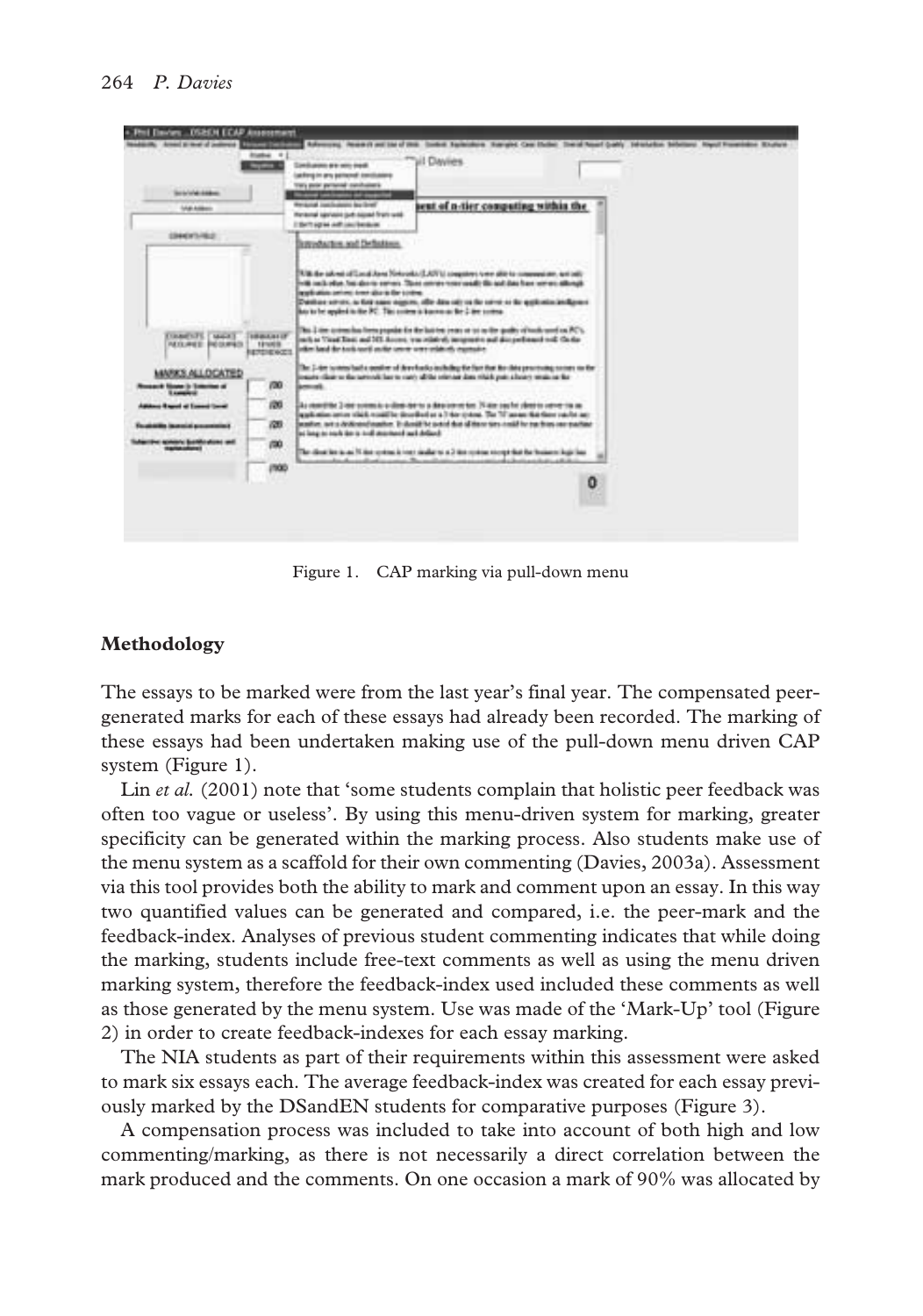Figure 1. CAP marking via pull-down menu

## Methodology

The essays to be marked were from the last year's final year. The compensated peer-generated marks for each of these essays had already been recorded. The marking of these essays had been undertaken making use of the pull-down menu driven CAP system (Figure 1).

Lin *et al.* (2001) note that 'some students complain that holistic peer feedback was often too vague or useless'. By using this menu-driven system for marking, greater specificity can be generated within the marking process. Also students make use of the menu system as a scaffold for their own commenting (Davies, 2003a). Assessment via this tool provides both the ability to mark and comment upon an essay. In this way two quantified values can be generated and compared, i.e. the peer-mark and the feedback-index. Analyses of previous student commenting indicates that while doing the marking, students include free-text comments as well as using the menu driven marking system, therefore the feedback-index used included these comments as well as those generated by the menu system. Use was made of the 'Mark-Up' tool (Figure 2) in order to create feedback-indexes for each essay marking.

The NIA students as part of their requirements within this assessment were asked to mark six essays each. The average feedback-index was created for each essay previously marked by the DSandEN students for comparative purposes (Figure 3).

A compensation process was included to take into account of both high and low commenting/marking, as there is not necessarily a direct correlation between the mark produced and the comments. On one occasion a mark of 90% was allocated by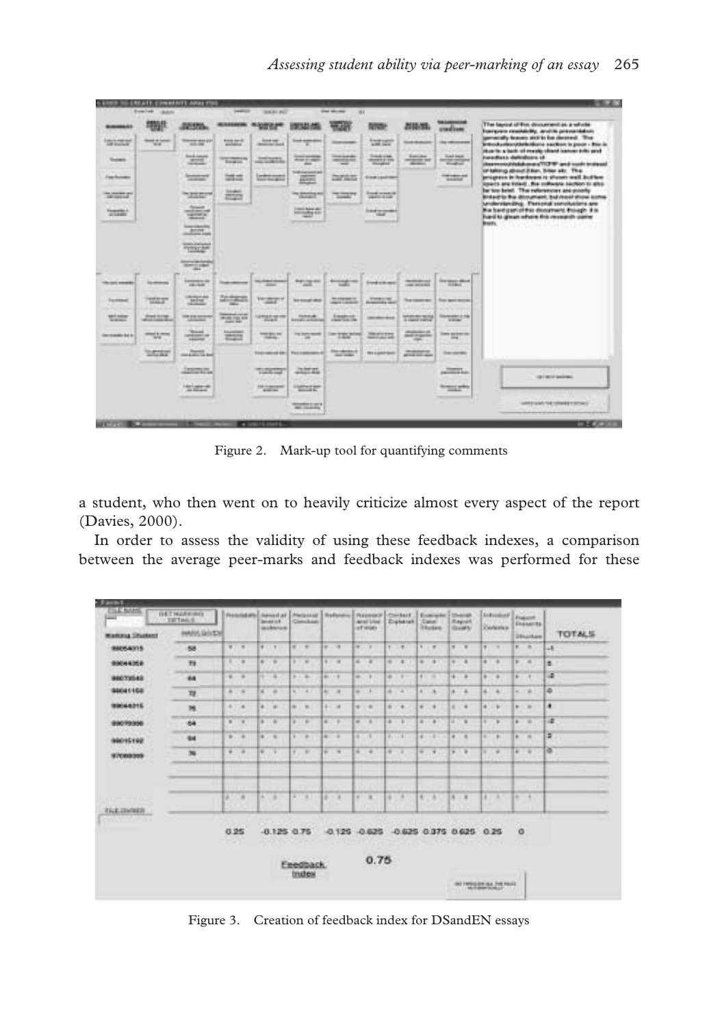Figure 2. Mark-up tool for quantifying comments

a student, who then went on to heavily criticize almost every aspect of the report (Davies, 2000).

In order to assess the validity of using these feedback indexes, a comparison between the average peer-marks and feedback indexes was performed for these

Figure 3. Creation of feedback index for DSandEN essays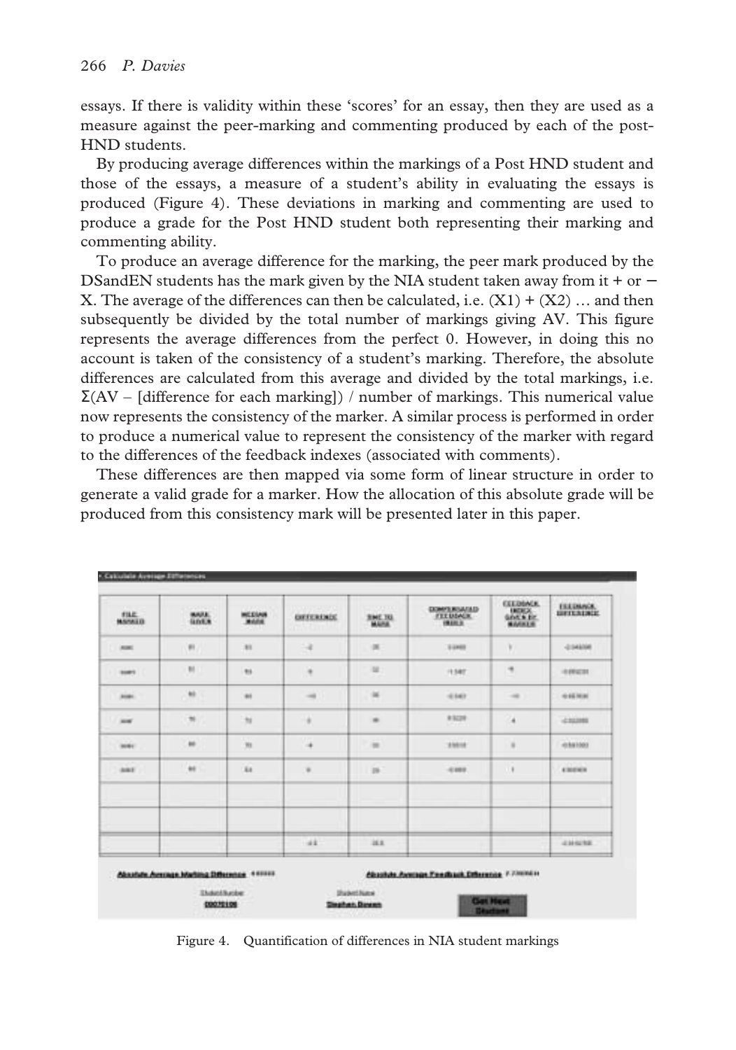essays. If there is validity within these 'scores' for an essay, then they are used as a measure against the peer-marking and commenting produced by each of the post-HND students.

By producing average differences within the markings of a Post HND student and those of the essays, a measure of a student's ability in evaluating the essays is produced (Figure 4). These deviations in marking and commenting are used to produce a grade for the Post HND student both representing their marking and commenting ability.

To produce an average difference for the marking, the peer mark produced by the DSandEN students has the mark given by the NIA student taken away from it + or − X. The average of the differences can then be calculated, i.e. $(X1) + (X2) \ldots$ and then subsequently be divided by the total number of markings giving AV. This figure represents the average differences from the perfect 0. However, in doing this no account is taken of the consistency of a student's marking. Therefore, the absolute differences are calculated from this average and divided by the total markings, i.e. $\Sigma(AV - [\text{difference for each marking}])$ / number of markings. This numerical value now represents the consistency of the marker. A similar process is performed in order to produce a numerical value to represent the consistency of the marker with regard to the differences of the feedback indexes (associated with comments).

These differences are then mapped via some form of linear structure in order to generate a valid grade for a marker. How the allocation of this absolute grade will be produced from this consistency mark will be presented later in this paper.

Figure 4. Quantification of differences in NIA student markings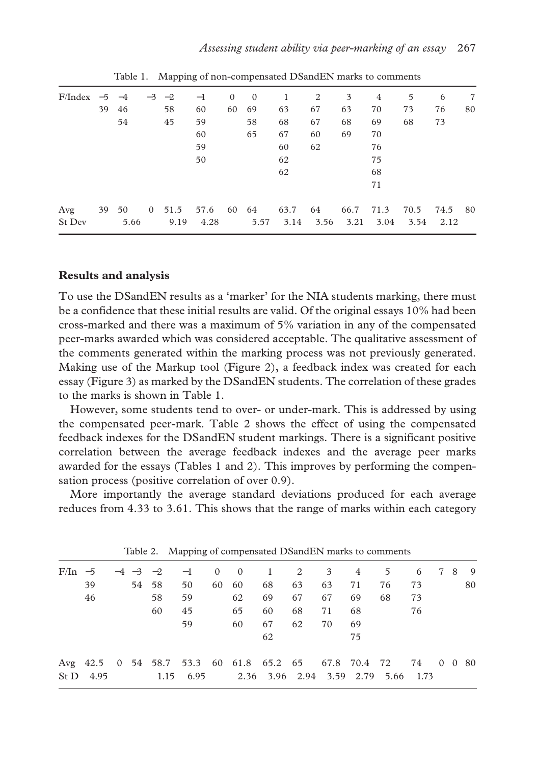Table 1. Mapping of non-compensated DSandEN marks to comments

| F/Index | −5 | −4 | −3 | −2 | −1 | 0 | 0 | 1 | 2 | 3 | 4 | 5 | 6 | 7 |
|---|---|---|---|---|---|---|---|---|---|---|---|---|---|---|
| | 39 | 46 | | 58 | 60 | 60 | 69 | 63 | 67 | 63 | 70 | 73 | 76 | 80 |
| | | 54 | | 45 | 59 | | 58 | 68 | 67 | 68 | 69 | 68 | 73 | |
| | | | | | 60 | | 65 | 67 | 60 | 69 | 70 | | | |
| | | | | | 59 | | | 60 | 62 | | 76 | | | |
| | | | | | 50 | | | 62 | | | 75 | | | |
| | | | | | | | | 62 | | | 68 | | | |
| | | | | | | | | | | | 71 | | | |
| Avg | 39 | 50 | 0 | 51.5 | 57.6 | 60 | 64 | 63.7 | 64 | 66.7 | 71.3 | 70.5 | 74.5 | 80 |
| St Dev | | 5.66 | | 9.19 | 4.28 | | 5.57 | 3.14 | 3.56 | 3.21 | 3.04 | 3.54 | 2.12 | |

## Results and analysis

To use the DSandEN results as a 'marker' for the NIA students marking, there must be a confidence that these initial results are valid. Of the original essays 10% had been cross-marked and there was a maximum of 5% variation in any of the compensated peer-marks awarded which was considered acceptable. The qualitative assessment of the comments generated within the marking process was not previously generated. Making use of the Markup tool (Figure 2), a feedback index was created for each essay (Figure 3) as marked by the DSandEN students. The correlation of these grades to the marks is shown in Table 1.

However, some students tend to over- or under-mark. This is addressed by using the compensated peer-mark. Table 2 shows the effect of using the compensated feedback indexes for the DSandEN student markings. There is a significant positive correlation between the average feedback indexes and the average peer marks awarded for the essays (Tables 1 and 2). This improves by performing the compensation process (positive correlation of over 0.9).

More importantly the average standard deviations produced for each average reduces from 4.33 to 3.61. This shows that the range of marks within each category

Table 2. Mapping of compensated DSandEN marks to comments

| F/In | −5 | −4 | −3 | −2 | −1 | 0 | 0 | 1 | 2 | 3 | 4 | 5 | 6 | 7 | 8 | 9 |
|---|---|---|---|---|---|---|---|---|---|---|---|---|---|---|---|---|
| | 39 | | 54 | 58 | 50 | 60 | 60 | 68 | 63 | 63 | 71 | 76 | 73 | | | 80 |
| | 46 | | | 58 | 59 | | 62 | 69 | 67 | 67 | 69 | 68 | 73 | | | |
| | | | | 60 | 45 | | 65 | 60 | 68 | 71 | 68 | | 76 | | | |
| | | | | | 59 | | 60 | 67 | 62 | 70 | 69 | | | | | |
| | | | | | | | | 62 | | | 75 | | | | | |
| Avg | 42.5 | 0 | 54 | 58.7 | 53.3 | 60 | 61.8 | 65.2 | 65 | 67.8 | 70.4 | 72 | 74 | 0 | 0 | 80 |
| St D | 4.95 | | | 1.15 | 6.95 | | 2.36 | 3.96 | 2.94 | 3.59 | 2.79 | 5.66 | 1.73 | | | |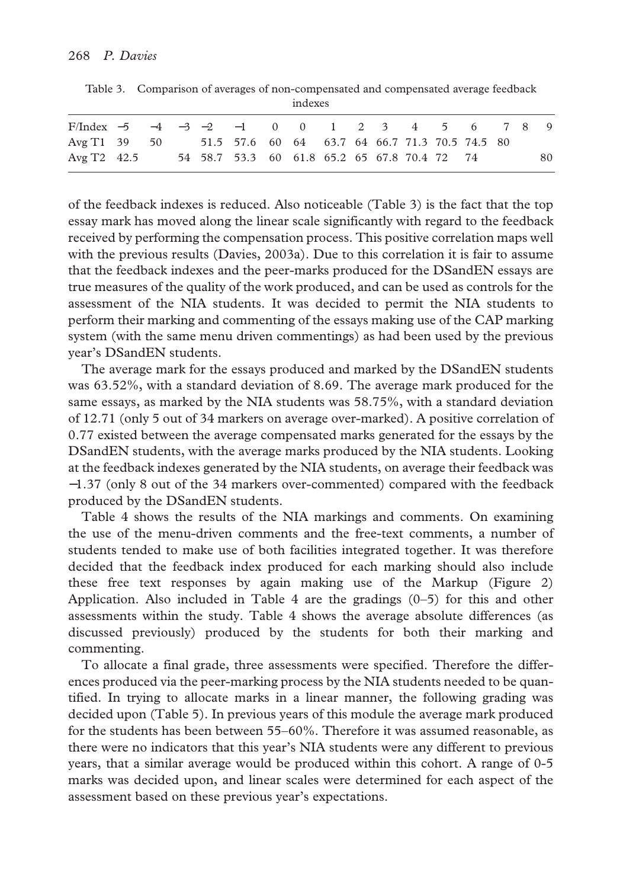Table 3. Comparison of averages of non-compensated and compensated average feedback indexes

| F/Index | −5 | −4 | −3 | −2 | −1 | 0 | 0 | 1 | 2 | 3 | 4 | 5 | 6 | 7 | 8 | 9 |
|---|---|---|---|---|---|---|---|---|---|---|---|---|---|---|---|---|
| Avg T1 | 39 | 50 | | 51.5 | 57.6 | 60 | 64 | 63.7 | 64 | 66.7 | 71.3 | 70.5 | 74.5 | 80 | | |
| Avg T2 | 42.5 | | 54 | 58.7 | 53.3 | 60 | 61.8 | 65.2 | 65 | 67.8 | 70.4 | 72 | 74 | | | 80 |

of the feedback indexes is reduced. Also noticeable (Table 3) is the fact that the top essay mark has moved along the linear scale significantly with regard to the feedback received by performing the compensation process. This positive correlation maps well with the previous results (Davies, 2003a). Due to this correlation it is fair to assume that the feedback indexes and the peer-marks produced for the DSandEN essays are true measures of the quality of the work produced, and can be used as controls for the assessment of the NIA students. It was decided to permit the NIA students to perform their marking and commenting of the essays making use of the CAP marking system (with the same menu driven commentings) as had been used by the previous year's DSandEN students.

The average mark for the essays produced and marked by the DSandEN students was 63.52%, with a standard deviation of 8.69. The average mark produced for the same essays, as marked by the NIA students was 58.75%, with a standard deviation of 12.71 (only 5 out of 34 markers on average over-marked). A positive correlation of 0.77 existed between the average compensated marks generated for the essays by the DSandEN students, with the average marks produced by the NIA students. Looking at the feedback indexes generated by the NIA students, on average their feedback was −1.37 (only 8 out of the 34 markers over-commented) compared with the feedback produced by the DSandEN students.

Table 4 shows the results of the NIA markings and comments. On examining the use of the menu-driven comments and the free-text comments, a number of students tended to make use of both facilities integrated together. It was therefore decided that the feedback index produced for each marking should also include these free text responses by again making use of the Markup (Figure 2) Application. Also included in Table 4 are the gradings (0–5) for this and other assessments within the study. Table 4 shows the average absolute differences (as discussed previously) produced by the students for both their marking and commenting.

To allocate a final grade, three assessments were specified. Therefore the differences produced via the peer-marking process by the NIA students needed to be quantified. In trying to allocate marks in a linear manner, the following grading was decided upon (Table 5). In previous years of this module the average mark produced for the students has been between 55–60%. Therefore it was assumed reasonable, as there were no indicators that this year's NIA students were any different to previous years, that a similar average would be produced within this cohort. A range of 0-5 marks was decided upon, and linear scales were determined for each aspect of the assessment based on these previous year's expectations.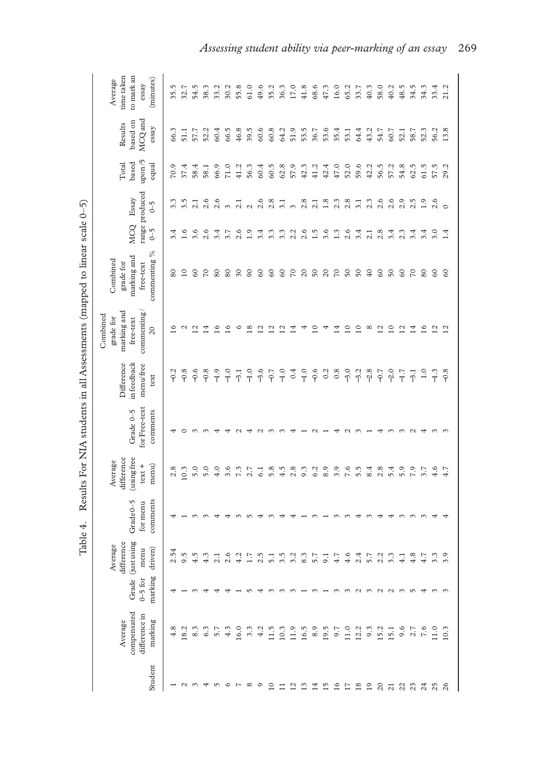Table 4. Results For NIA students in all Assessments (mapped to linear scale 0–5)

| Student | Average compensated difference in marking | Grade 0–5 for marking | Average difference (just using menu driven) | Grade0–5 for menu comments | Average difference (using free text + menu) | Grade 0–5 for Free-text comments | Difference in feedback menu/free text | Combined grade for marking and free-text commenting/ 20 | Combined grade for marking and free-text commenting % | MCQ range 0–5 | Essay produced 0–5 | Total based upon/5 equal | Results based on MCQ and essay | Average time taken to mark an essay (minutes) |
|---|---|---|---|---|---|---|---|---|---|---|---|---|---|---|
| 1 | 4.8 | 4 | 2.54 | 4 | 2.8 | 4 | −0.2 | 16 | 80 | 3.4 | 3.3 | 70.9 | 66.3 | 35.5 |
| 2 | 18.2 | 1 | 9.5 | 1 | 10.3 | 0 | −0.8 | 2 | 10 | 1.6 | 3.5 | 37.4 | 51.1 | 32.7 |
| 3 | 8.3 | 3 | 4.5 | 3 | 5.0 | 3 | −0.6 | 12 | 60 | 3.6 | 2.1 | 58.4 | 57.7 | 54.5 |
| 4 | 6.3 | 4 | 4.3 | 3 | 5.0 | 3 | −0.8 | 14 | 70 | 2.6 | 2.6 | 58.1 | 52.2 | 38.3 |
| 5 | 5.7 | 4 | 2.1 | 4 | 4.0 | 4 | −1.9 | 16 | 80 | 3.4 | 2.6 | 66.9 | 60.4 | 33.2 |
| 6 | 4.3 | 4 | 2.6 | 4 | 3.6 | 4 | −1.0 | 16 | 80 | 3.7 | 3 | 71.0 | 66.5 | 30.2 |
| 7 | 16.0 | 1 | 4.2 | 3 | 7.3 | 2 | −3.1 | 6 | 30 | 2.6 | 2.1 | 41.2 | 46.8 | 55.8 |
| 8 | 3.3 | 5 | 1.7 | 5 | 2.7 | 4 | −1.0 | 18 | 90 | 1.9 | 2 | 56.3 | 39.5 | 61.0 |
| 9 | 4.2 | 4 | 2.5 | 4 | 6.1 | 2 | −3.6 | 12 | 60 | 3.4 | 2.6 | 60.4 | 60.6 | 49.6 |
| 10 | 11.5 | 3 | 5.1 | 3 | 5.8 | 3 | −0.7 | 12 | 60 | 3.3 | 2.8 | 60.5 | 60.8 | 35.2 |
| 11 | 10.3 | 3 | 3.5 | 4 | 4.5 | 3 | −1.0 | 12 | 60 | 3.3 | 3.1 | 62.8 | 64.2 | 36.3 |
| 12 | 11.9 | 3 | 3.2 | 4 | 2.8 | 4 | 0.4 | 14 | 70 | 2.2 | 3 | 57.9 | 51.9 | 17.0 |
| 13 | 16.5 | 1 | 8.3 | 1 | 9.3 | 1 | −1.0 | 4 | 20 | 2.6 | 2.8 | 42.3 | 53.5 | 41.8 |
| 14 | 8.9 | 3 | 5.7 | 3 | 6.2 | 2 | −0.6 | 10 | 50 | 1.5 | 2.1 | 41.2 | 36.7 | 68.6 |
| 15 | 19.5 | 1 | 9.1 | 1 | 8.9 | 1 | 0.2 | 4 | 20 | 3.6 | 1.8 | 42.4 | 53.6 | 47.3 |
| 16 | 9.7 | 3 | 4.7 | 3 | 3.9 | 4 | 0.8 | 14 | 70 | 1.3 | 2.3 | 47.0 | 35.4 | 16.0 |
| 17 | 11.0 | 3 | 4.6 | 3 | 7.6 | 2 | −3.0 | 10 | 50 | 2.6 | 2.8 | 52.0 | 53.1 | 65.2 |
| 18 | 12.2 | 2 | 2.4 | 4 | 5.5 | 3 | −3.2 | 10 | 50 | 3.4 | 3.1 | 59.6 | 64.4 | 33.7 |
| 19 | 9.3 | 3 | 5.7 | 3 | 8.4 | 1 | −2.8 | 8 | 40 | 2.1 | 2.3 | 42.2 | 43.2 | 40.3 |
| 20 | 15.2 | 2 | 2.2 | 4 | 2.8 | 4 | −0.7 | 12 | 60 | 2.8 | 2.6 | 56.5 | 54.7 | 58.0 |
| 21 | 15.1 | 2 | 3.3 | 4 | 5.4 | 3 | −2.0 | 10 | 50 | 3.4 | 2.6 | 57.2 | 60.7 | 40.2 |
| 22 | 9.6 | 3 | 4.1 | 3 | 5.9 | 3 | −1.7 | 12 | 60 | 2.3 | 2.9 | 54.8 | 52.1 | 48.5 |
| 23 | 2.7 | 5 | 4.8 | 3 | 7.9 | 2 | −3.1 | 14 | 70 | 3.4 | 2.5 | 62.5 | 58.7 | 34.5 |
| 24 | 7.6 | 4 | 4.7 | 3 | 3.7 | 4 | 1.0 | 16 | 80 | 3.4 | 1.9 | 61.5 | 52.3 | 34.3 |
| 25 | 11.0 | 3 | 3.3 | 4 | 4.6 | 3 | −1.3 | 12 | 60 | 3.0 | 2.6 | 57.5 | 56.2 | 33.4 |
| 26 | 10.3 | 3 | 3.9 | 4 | 4.7 | 3 | −0.8 | 12 | 60 | 1.4 | 0 | 29.2 | 13.8 | 21.2 |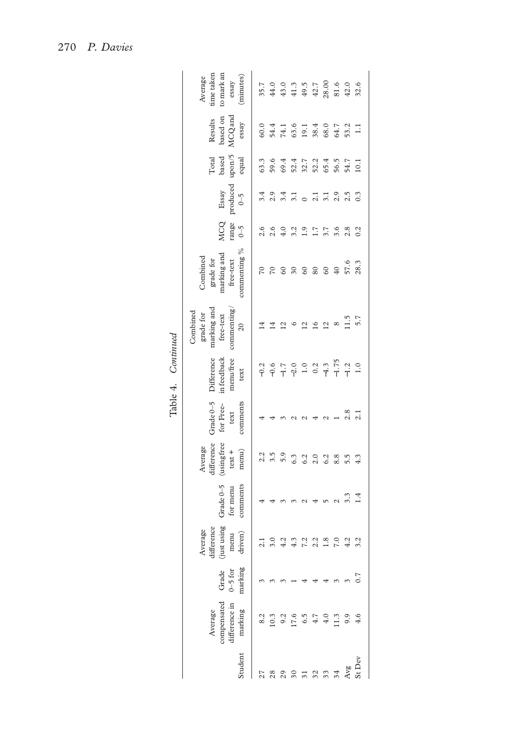Table 4. *Continued*

| Student | Average compensated difference in marking | Grade 0–5 for marking | Average difference (just using menu driven) | Grade 0–5 for menu comments | Average difference (using free text + menu) | Grade 0–5 for Free-text comments | Difference in feedback menu/free text | Combined grade for marking and free-text commenting/20 | Combined grade for marking and free-text commenting % | MCQ range 0–5 | Essay produced 0–5 | Total based upon/5 equal | Results based on MCQ and essay | Average time taken to mark an essay (minutes) |
|---|---|---|---|---|---|---|---|---|---|---|---|---|---|---|
| 27 | 8.2 | 3 | 2.1 | 4 | 2.2 | 4 | −0.2 | 14 | 70 | 2.6 | 3.4 | 63.3 | 60.0 | 35.7 |
| 28 | 10.3 | 3 | 3.0 | 4 | 3.5 | 4 | −0.6 | 14 | 70 | 2.6 | 2.9 | 59.6 | 54.4 | 44.0 |
| 29 | 9.2 | 3 | 4.2 | 3 | 5.9 | 3 | −1.7 | 12 | 60 | 4.0 | 3.4 | 69.4 | 74.1 | 43.0 |
| 30 | 17.6 | 1 | 4.3 | 3 | 6.3 | 2 | −2.0 | 6 | 30 | 3.2 | 3.1 | 52.4 | 63.6 | 41.3 |
| 31 | 6.5 | 4 | 7.2 | 2 | 6.2 | 2 | 1.0 | 12 | 60 | 1.9 | 0 | 32.7 | 19.1 | 49.5 |
| 32 | 4.7 | 4 | 2.2 | 4 | 2.0 | 4 | 0.2 | 16 | 80 | 1.7 | 2.1 | 52.2 | 38.4 | 42.7 |
| 33 | 4.0 | 4 | 1.8 | 5 | 6.2 | 2 | −4.3 | 12 | 60 | 3.7 | 3.1 | 65.4 | 68.0 | 28.00 |
| 34 | 11.3 | 3 | 7.0 | 2 | 8.8 | 1 | −1.75 | 8 | 40 | 3.6 | 2.9 | 56.5 | 64.7 | 81.6 |
| Avg | 9.9 | 3 | 4.2 | 3.3 | 5.5 | 2.8 | −1.2 | 11.5 | 57.6 | 2.8 | 2.5 | 54.7 | 53.2 | 42.0 |
| St Dev | 4.6 | 0.7 | 3.2 | 1.4 | 4.3 | 2.1 | 1.0 | 5.7 | 28.3 | 0.2 | 0.3 | 10.1 | 1.1 | 32.6 |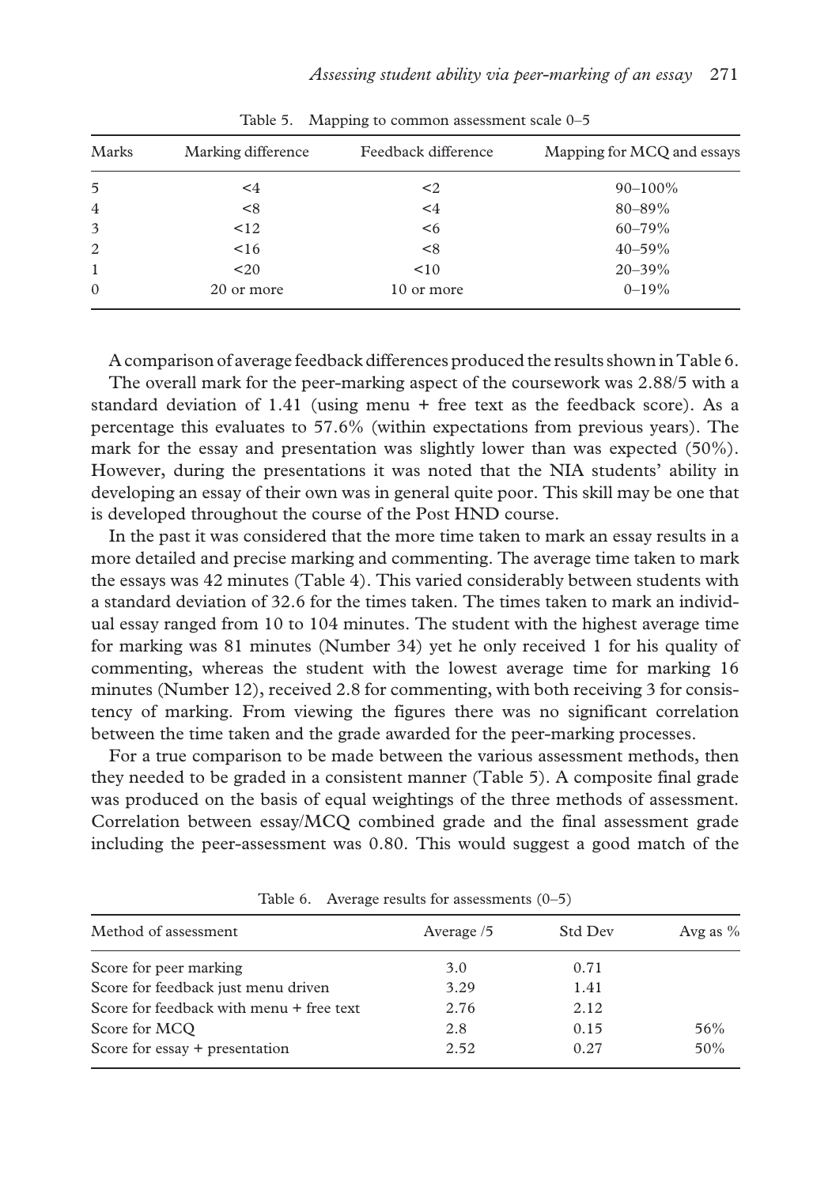Table 5. Mapping to common assessment scale 0–5

| Marks | Marking difference | Feedback difference | Mapping for MCQ and essays |
|---|---|---|---|
| 5 | <4 | <2 | 90–100% |
| 4 | <8 | <4 | 80–89% |
| 3 | <12 | <6 | 60–79% |
| 2 | <16 | <8 | 40–59% |
| 1 | <20 | <10 | 20–39% |
| 0 | 20 or more | 10 or more | 0–19% |

A comparison of average feedback differences produced the results shown in Table 6.

The overall mark for the peer-marking aspect of the coursework was 2.88/5 with a standard deviation of 1.41 (using menu + free text as the feedback score). As a percentage this evaluates to 57.6% (within expectations from previous years). The mark for the essay and presentation was slightly lower than was expected (50%). However, during the presentations it was noted that the NIA students' ability in developing an essay of their own was in general quite poor. This skill may be one that is developed throughout the course of the Post HND course.

In the past it was considered that the more time taken to mark an essay results in a more detailed and precise marking and commenting. The average time taken to mark the essays was 42 minutes (Table 4). This varied considerably between students with a standard deviation of 32.6 for the times taken. The times taken to mark an individual essay ranged from 10 to 104 minutes. The student with the highest average time for marking was 81 minutes (Number 34) yet he only received 1 for his quality of commenting, whereas the student with the lowest average time for marking 16 minutes (Number 12), received 2.8 for commenting, with both receiving 3 for consistency of marking. From viewing the figures there was no significant correlation between the time taken and the grade awarded for the peer-marking processes.

For a true comparison to be made between the various assessment methods, then they needed to be graded in a consistent manner (Table 5). A composite final grade was produced on the basis of equal weightings of the three methods of assessment. Correlation between essay/MCQ combined grade and the final assessment grade including the peer-assessment was 0.80. This would suggest a good match of the

Table 6. Average results for assessments (0–5)

| Method of assessment | Average /5 | Std Dev | Avg as % |
|---|---|---|---|
| Score for peer marking | 3.0 | 0.71 | |
| Score for feedback just menu driven | 3.29 | 1.41 | |
| Score for feedback with menu + free text | 2.76 | 2.12 | |
| Score for MCQ | 2.8 | 0.15 | 56% |
| Score for essay + presentation | 2.52 | 0.27 | 50% |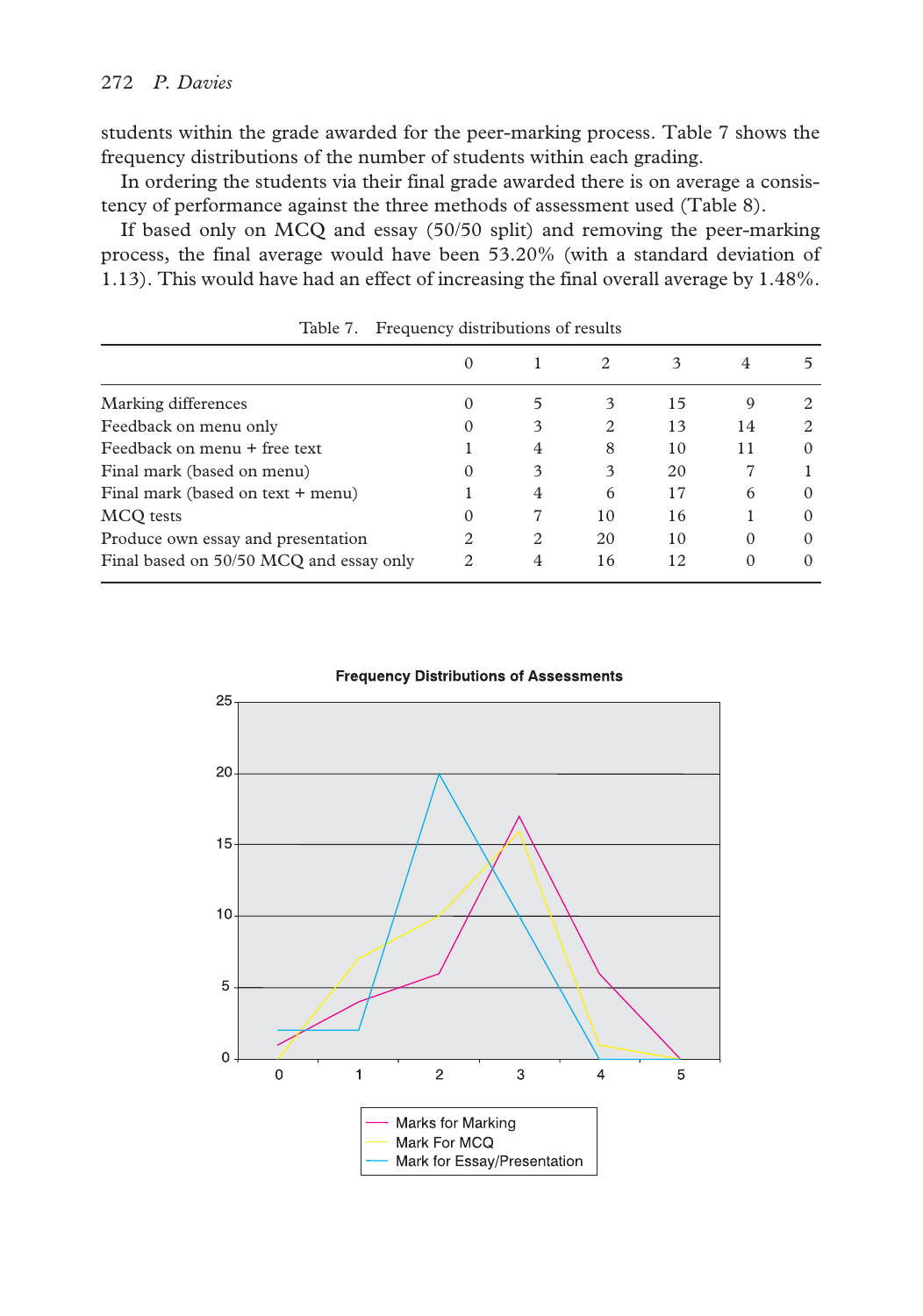students within the grade awarded for the peer-marking process. Table 7 shows the frequency distributions of the number of students within each grading.

In ordering the students via their final grade awarded there is on average a consistency of performance against the three methods of assessment used (Table 8).

If based only on MCQ and essay (50/50 split) and removing the peer-marking process, the final average would have been 53.20% (with a standard deviation of 1.13). This would have had an effect of increasing the final overall average by 1.48%.

Table 7. Frequency distributions of results

| | 0 | 1 | 2 | 3 | 4 | 5 |
|---|---|---|---|---|---|---|
| Marking differences | 0 | 5 | 3 | 15 | 9 | 2 |
| Feedback on menu only | 0 | 3 | 2 | 13 | 14 | 2 |
| Feedback on menu + free text | 1 | 4 | 8 | 10 | 11 | 0 |
| Final mark (based on menu) | 0 | 3 | 3 | 20 | 7 | 1 |
| Final mark (based on text + menu) | 1 | 4 | 6 | 17 | 6 | 0 |
| MCQ tests | 0 | 7 | 10 | 16 | 1 | 0 |
| Produce own essay and presentation | 2 | 2 | 20 | 10 | 0 | 0 |
| Final based on 50/50 MCQ and essay only | 2 | 4 | 16 | 12 | 0 | 0 |

**Frequency Distributions of Assessments**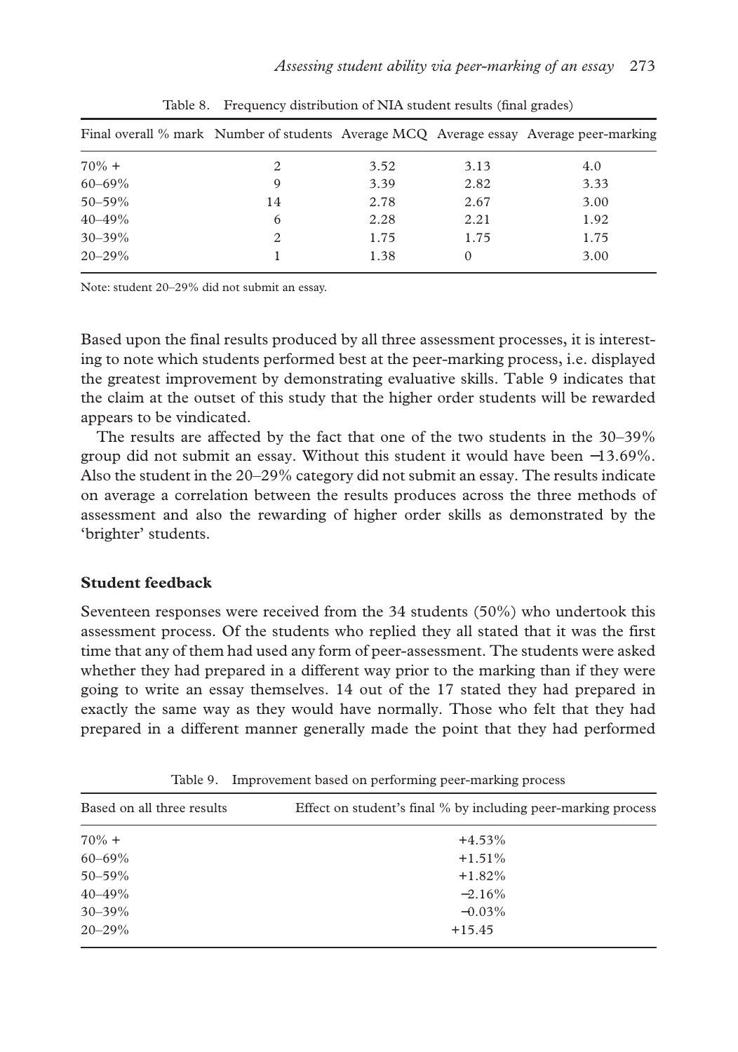Table 8. Frequency distribution of NIA student results (final grades)

| Final overall % mark | Number of students | Average MCQ | Average essay | Average peer-marking |
|---|---|---|---|---|
| 70% + | 2 | 3.52 | 3.13 | 4.0 |
| 60–69% | 9 | 3.39 | 2.82 | 3.33 |
| 50–59% | 14 | 2.78 | 2.67 | 3.00 |
| 40–49% | 6 | 2.28 | 2.21 | 1.92 |
| 30–39% | 2 | 1.75 | 1.75 | 1.75 |
| 20–29% | 1 | 1.38 | 0 | 3.00 |

Note: student 20–29% did not submit an essay.

Based upon the final results produced by all three assessment processes, it is interesting to note which students performed best at the peer-marking process, i.e. displayed the greatest improvement by demonstrating evaluative skills. Table 9 indicates that the claim at the outset of this study that the higher order students will be rewarded appears to be vindicated.

The results are affected by the fact that one of the two students in the 30–39% group did not submit an essay. Without this student it would have been −13.69%. Also the student in the 20–29% category did not submit an essay. The results indicate on average a correlation between the results produces across the three methods of assessment and also the rewarding of higher order skills as demonstrated by the 'brighter' students.

## Student feedback

Seventeen responses were received from the 34 students (50%) who undertook this assessment process. Of the students who replied they all stated that it was the first time that any of them had used any form of peer-assessment. The students were asked whether they had prepared in a different way prior to the marking than if they were going to write an essay themselves. 14 out of the 17 stated they had prepared in exactly the same way as they would have normally. Those who felt that they had prepared in a different manner generally made the point that they had performed

Table 9. Improvement based on performing peer-marking process

| Based on all three results | Effect on student's final % by including peer-marking process |
|---|---|
| 70% + | +4.53% |
| 60–69% | +1.51% |
| 50–59% | +1.82% |
| 40–49% | −2.16% |
| 30–39% | −0.03% |
| 20–29% | +15.45 |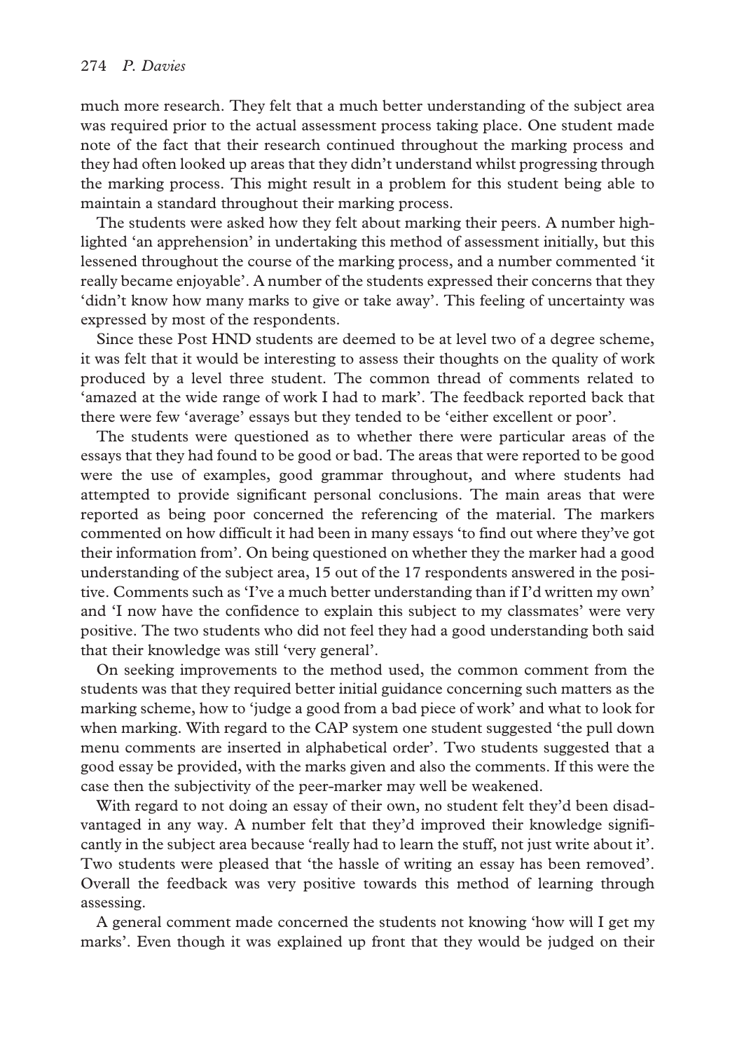much more research. They felt that a much better understanding of the subject area was required prior to the actual assessment process taking place. One student made note of the fact that their research continued throughout the marking process and they had often looked up areas that they didn't understand whilst progressing through the marking process. This might result in a problem for this student being able to maintain a standard throughout their marking process.

The students were asked how they felt about marking their peers. A number highlighted 'an apprehension' in undertaking this method of assessment initially, but this lessened throughout the course of the marking process, and a number commented 'it really became enjoyable'. A number of the students expressed their concerns that they 'didn't know how many marks to give or take away'. This feeling of uncertainty was expressed by most of the respondents.

Since these Post HND students are deemed to be at level two of a degree scheme, it was felt that it would be interesting to assess their thoughts on the quality of work produced by a level three student. The common thread of comments related to 'amazed at the wide range of work I had to mark'. The feedback reported back that there were few 'average' essays but they tended to be 'either excellent or poor'.

The students were questioned as to whether there were particular areas of the essays that they had found to be good or bad. The areas that were reported to be good were the use of examples, good grammar throughout, and where students had attempted to provide significant personal conclusions. The main areas that were reported as being poor concerned the referencing of the material. The markers commented on how difficult it had been in many essays 'to find out where they've got their information from'. On being questioned on whether they the marker had a good understanding of the subject area, 15 out of the 17 respondents answered in the positive. Comments such as 'I've a much better understanding than if I'd written my own' and 'I now have the confidence to explain this subject to my classmates' were very positive. The two students who did not feel they had a good understanding both said that their knowledge was still 'very general'.

On seeking improvements to the method used, the common comment from the students was that they required better initial guidance concerning such matters as the marking scheme, how to 'judge a good from a bad piece of work' and what to look for when marking. With regard to the CAP system one student suggested 'the pull down menu comments are inserted in alphabetical order'. Two students suggested that a good essay be provided, with the marks given and also the comments. If this were the case then the subjectivity of the peer-marker may well be weakened.

With regard to not doing an essay of their own, no student felt they'd been disadvantaged in any way. A number felt that they'd improved their knowledge significantly in the subject area because 'really had to learn the stuff, not just write about it'. Two students were pleased that 'the hassle of writing an essay has been removed'. Overall the feedback was very positive towards this method of learning through assessing.

A general comment made concerned the students not knowing 'how will I get my marks'. Even though it was explained up front that they would be judged on their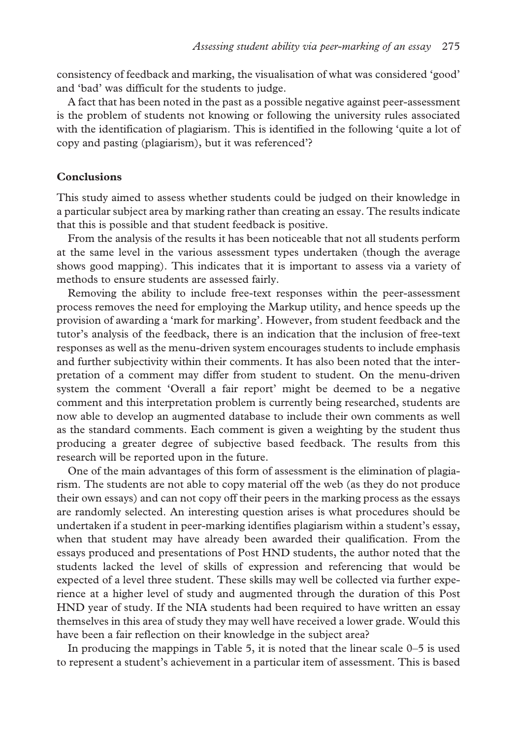consistency of feedback and marking, the visualisation of what was considered 'good' and 'bad' was difficult for the students to judge.

A fact that has been noted in the past as a possible negative against peer-assessment is the problem of students not knowing or following the university rules associated with the identification of plagiarism. This is identified in the following 'quite a lot of copy and pasting (plagiarism), but it was referenced'?

## Conclusions

This study aimed to assess whether students could be judged on their knowledge in a particular subject area by marking rather than creating an essay. The results indicate that this is possible and that student feedback is positive.

From the analysis of the results it has been noticeable that not all students perform at the same level in the various assessment types undertaken (though the average shows good mapping). This indicates that it is important to assess via a variety of methods to ensure students are assessed fairly.

Removing the ability to include free-text responses within the peer-assessment process removes the need for employing the Markup utility, and hence speeds up the provision of awarding a 'mark for marking'. However, from student feedback and the tutor's analysis of the feedback, there is an indication that the inclusion of free-text responses as well as the menu-driven system encourages students to include emphasis and further subjectivity within their comments. It has also been noted that the interpretation of a comment may differ from student to student. On the menu-driven system the comment 'Overall a fair report' might be deemed to be a negative comment and this interpretation problem is currently being researched, students are now able to develop an augmented database to include their own comments as well as the standard comments. Each comment is given a weighting by the student thus producing a greater degree of subjective based feedback. The results from this research will be reported upon in the future.

One of the main advantages of this form of assessment is the elimination of plagiarism. The students are not able to copy material off the web (as they do not produce their own essays) and can not copy off their peers in the marking process as the essays are randomly selected. An interesting question arises is what procedures should be undertaken if a student in peer-marking identifies plagiarism within a student's essay, when that student may have already been awarded their qualification. From the essays produced and presentations of Post HND students, the author noted that the students lacked the level of skills of expression and referencing that would be expected of a level three student. These skills may well be collected via further experience at a higher level of study and augmented through the duration of this Post HND year of study. If the NIA students had been required to have written an essay themselves in this area of study they may well have received a lower grade. Would this have been a fair reflection on their knowledge in the subject area?

In producing the mappings in Table 5, it is noted that the linear scale 0–5 is used to represent a student's achievement in a particular item of assessment. This is based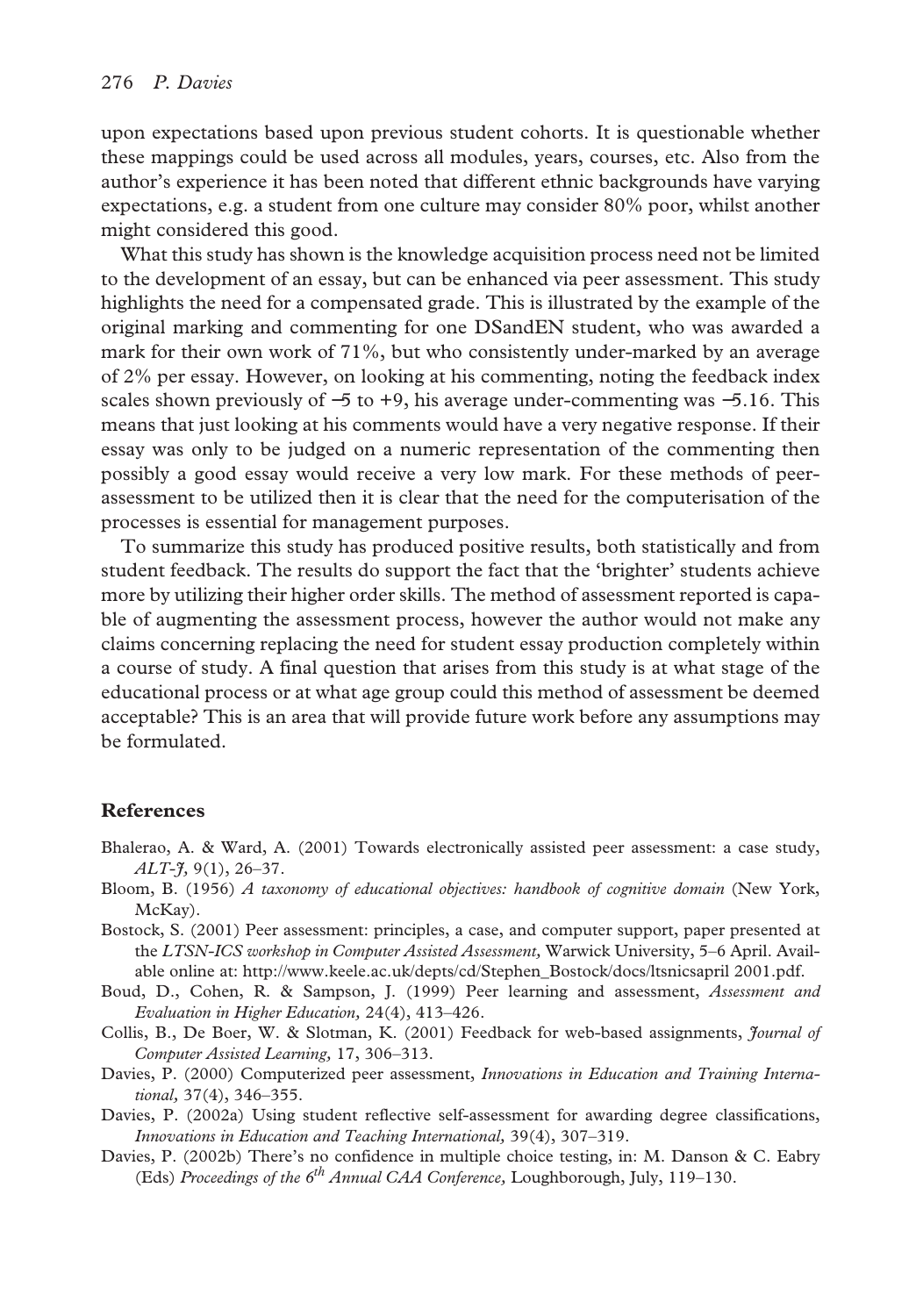upon expectations based upon previous student cohorts. It is questionable whether these mappings could be used across all modules, years, courses, etc. Also from the author's experience it has been noted that different ethnic backgrounds have varying expectations, e.g. a student from one culture may consider 80% poor, whilst another might considered this good.

What this study has shown is the knowledge acquisition process need not be limited to the development of an essay, but can be enhanced via peer assessment. This study highlights the need for a compensated grade. This is illustrated by the example of the original marking and commenting for one DSandEN student, who was awarded a mark for their own work of 71%, but who consistently under-marked by an average of 2% per essay. However, on looking at his commenting, noting the feedback index scales shown previously of −5 to +9, his average under-commenting was −5.16. This means that just looking at his comments would have a very negative response. If their essay was only to be judged on a numeric representation of the commenting then possibly a good essay would receive a very low mark. For these methods of peer-assessment to be utilized then it is clear that the need for the computerisation of the processes is essential for management purposes.

To summarize this study has produced positive results, both statistically and from student feedback. The results do support the fact that the 'brighter' students achieve more by utilizing their higher order skills. The method of assessment reported is capable of augmenting the assessment process, however the author would not make any claims concerning replacing the need for student essay production completely within a course of study. A final question that arises from this study is at what stage of the educational process or at what age group could this method of assessment be deemed acceptable? This is an area that will provide future work before any assumptions may be formulated.

## References

Bhalerao, A. & Ward, A. (2001) Towards electronically assisted peer assessment: a case study, *ALT-J*, 9(1), 26–37.

Bloom, B. (1956) *A taxonomy of educational objectives: handbook of cognitive domain* (New York, McKay).

Bostock, S. (2001) Peer assessment: principles, a case, and computer support, paper presented at the *LTSN-ICS workshop in Computer Assisted Assessment,* Warwick University, 5–6 April. Available online at: http://www.keele.ac.uk/depts/cd/Stephen_Bostock/docs/ltsnicsapril 2001.pdf.

Boud, D., Cohen, R. & Sampson, J. (1999) Peer learning and assessment, *Assessment and Evaluation in Higher Education,* 24(4), 413–426.

Collis, B., De Boer, W. & Slotman, K. (2001) Feedback for web-based assignments, *Journal of Computer Assisted Learning,* 17, 306–313.

Davies, P. (2000) Computerized peer assessment, *Innovations in Education and Training International,* 37(4), 346–355.

Davies, P. (2002a) Using student reflective self-assessment for awarding degree classifications, *Innovations in Education and Teaching International,* 39(4), 307–319.

Davies, P. (2002b) There's no confidence in multiple choice testing, in: M. Danson & C. Eabry (Eds) *Proceedings of the 6th Annual CAA Conference,* Loughborough, July, 119–130.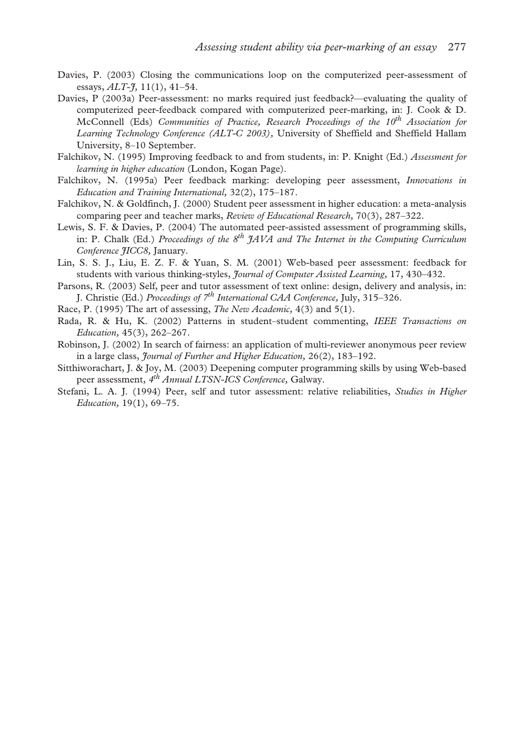Davies, P. (2003) Closing the communications loop on the computerized peer-assessment of essays, *ALT-J,* 11(1), 41–54.

Davies, P (2003a) Peer-assessment: no marks required just feedback?—evaluating the quality of computerized peer-feedback compared with computerized peer-marking, in: J. Cook & D. McConnell (Eds) *Communities of Practice, Research Proceedings of the 10th Association for Learning Technology Conference (ALT-C 2003),* University of Sheffield and Sheffield Hallam University, 8–10 September.

Falchikov, N. (1995) Improving feedback to and from students, in: P. Knight (Ed.) *Assessment for learning in higher education* (London, Kogan Page).

Falchikov, N. (1995a) Peer feedback marking: developing peer assessment, *Innovations in Education and Training International,* 32(2), 175–187.

Falchikov, N. & Goldfinch, J. (2000) Student peer assessment in higher education: a meta-analysis comparing peer and teacher marks, *Review of Educational Research,* 70(3), 287–322.

Lewis, S. F. & Davies, P. (2004) The automated peer-assisted assessment of programming skills, in: P. Chalk (Ed.) *Proceedings of the 8th JAVA and The Internet in the Computing Curriculum Conference JICC8,* January.

Lin, S. S. J., Liu, E. Z. F. & Yuan, S. M. (2001) Web-based peer assessment: feedback for students with various thinking-styles, *Journal of Computer Assisted Learning,* 17, 430–432.

Parsons, R. (2003) Self, peer and tutor assessment of text online: design, delivery and analysis, in: J. Christie (Ed.) *Proceedings of 7th International CAA Conference,* July, 315–326.

Race, P. (1995) The art of assessing, *The New Academic,* 4(3) and 5(1).

Rada, R. & Hu, K. (2002) Patterns in student–student commenting, *IEEE Transactions on Education,* 45(3), 262–267.

Robinson, J. (2002) In search of fairness: an application of multi-reviewer anonymous peer review in a large class, *Journal of Further and Higher Education,* 26(2), 183–192.

Sitthiworachart, J. & Joy, M. (2003) Deepening computer programming skills by using Web-based peer assessment, *4th Annual LTSN-ICS Conference,* Galway.

Stefani, L. A. J. (1994) Peer, self and tutor assessment: relative reliabilities, *Studies in Higher Education,* 19(1), 69–75.